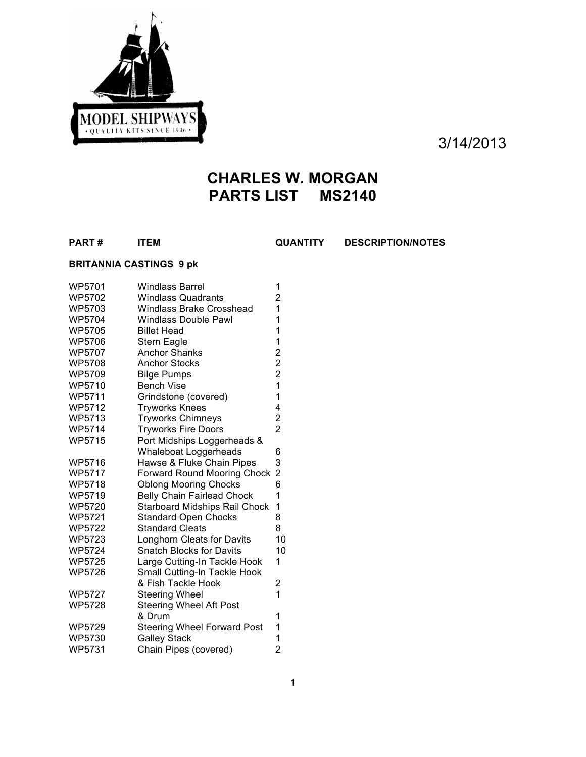MODEL SHIPWAYS
• QUALITY KITS SINCE 1946 •

3/14/2013

# CHARLES W. MORGAN
# PARTS LIST MS2140

| PART # | ITEM | QUANTITY | DESCRIPTION/NOTES |
|---|---|---|---|
| **BRITANNIA CASTINGS 9 pk** | | | |
| WP5701 | Windlass Barrel | 1 | |
| WP5702 | Windlass Quadrants | 2 | |
| WP5703 | Windlass Brake Crosshead | 1 | |
| WP5704 | Windlass Double Pawl | 1 | |
| WP5705 | Billet Head | 1 | |
| WP5706 | Stern Eagle | 1 | |
| WP5707 | Anchor Shanks | 2 | |
| WP5708 | Anchor Stocks | 2 | |
| WP5709 | Bilge Pumps | 2 | |
| WP5710 | Bench Vise | 1 | |
| WP5711 | Grindstone (covered) | 1 | |
| WP5712 | Tryworks Knees | 4 | |
| WP5713 | Tryworks Chimneys | 2 | |
| WP5714 | Tryworks Fire Doors | 2 | |
| WP5715 | Port Midships Loggerheads & Whaleboat Loggerheads | 6 | |
| WP5716 | Hawse & Fluke Chain Pipes | 3 | |
| WP5717 | Forward Round Mooring Chock | 2 | |
| WP5718 | Oblong Mooring Chocks | 6 | |
| WP5719 | Belly Chain Fairlead Chock | 1 | |
| WP5720 | Starboard Midships Rail Chock | 1 | |
| WP5721 | Standard Open Chocks | 8 | |
| WP5722 | Standard Cleats | 8 | |
| WP5723 | Longhorn Cleats for Davits | 10 | |
| WP5724 | Snatch Blocks for Davits | 10 | |
| WP5725 | Large Cutting-In Tackle Hook | 1 | |
| WP5726 | Small Cutting-In Tackle Hook & Fish Tackle Hook | 2 | |
| WP5727 | Steering Wheel | 1 | |
| WP5728 | Steering Wheel Aft Post & Drum | 1 | |
| WP5729 | Steering Wheel Forward Post | 1 | |
| WP5730 | Galley Stack | 1 | |
| WP5731 | Chain Pipes (covered) | 2 | |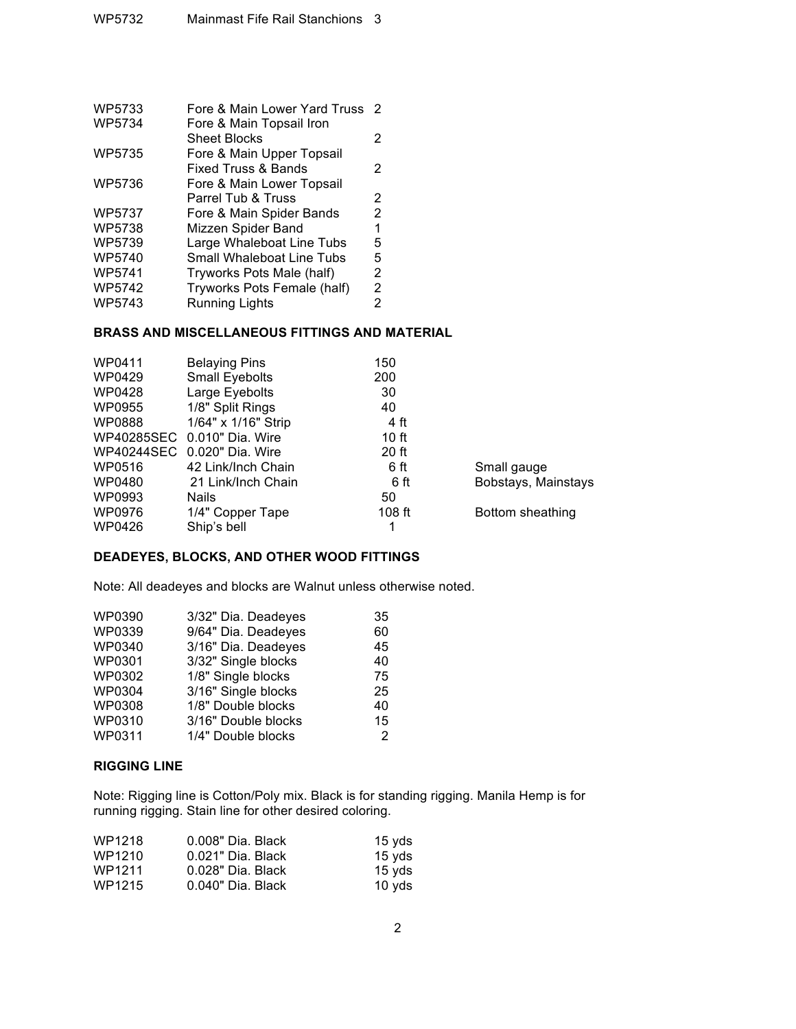| | | |
|---|---|---|
| WP5732 | Mainmast Fife Rail Stanchions | 3 |
| WP5733 | Fore & Main Lower Yard Truss | 2 |
| WP5734 | Fore & Main Topsail Iron Sheet Blocks | 2 |
| WP5735 | Fore & Main Upper Topsail Fixed Truss & Bands | 2 |
| WP5736 | Fore & Main Lower Topsail Parrel Tub & Truss | 2 |
| WP5737 | Fore & Main Spider Bands | 2 |
| WP5738 | Mizzen Spider Band | 1 |
| WP5739 | Large Whaleboat Line Tubs | 5 |
| WP5740 | Small Whaleboat Line Tubs | 5 |
| WP5741 | Tryworks Pots Male (half) | 2 |
| WP5742 | Tryworks Pots Female (half) | 2 |
| WP5743 | Running Lights | 2 |

**BRASS AND MISCELLANEOUS FITTINGS AND MATERIAL**

| | | | |
|---|---|---|---|
| WP0411 | Belaying Pins | 150 | |
| WP0429 | Small Eyebolts | 200 | |
| WP0428 | Large Eyebolts | 30 | |
| WP0955 | 1/8" Split Rings | 40 | |
| WP0888 | 1/64" x 1/16" Strip | 4 ft | |
| WP40285SEC | 0.010" Dia. Wire | 10 ft | |
| WP40244SEC | 0.020" Dia. Wire | 20 ft | |
| WP0516 | 42 Link/Inch Chain | 6 ft | Small gauge |
| WP0480 | 21 Link/Inch Chain | 6 ft | Bobstays, Mainstays |
| WP0993 | Nails | 50 | |
| WP0976 | 1/4" Copper Tape | 108 ft | Bottom sheathing |
| WP0426 | Ship's bell | 1 | |

**DEADEYES, BLOCKS, AND OTHER WOOD FITTINGS**

Note: All deadeyes and blocks are Walnut unless otherwise noted.

| | | |
|---|---|---|
| WP0390 | 3/32" Dia. Deadeyes | 35 |
| WP0339 | 9/64" Dia. Deadeyes | 60 |
| WP0340 | 3/16" Dia. Deadeyes | 45 |
| WP0301 | 3/32" Single blocks | 40 |
| WP0302 | 1/8" Single blocks | 75 |
| WP0304 | 3/16" Single blocks | 25 |
| WP0308 | 1/8" Double blocks | 40 |
| WP0310 | 3/16" Double blocks | 15 |
| WP0311 | 1/4" Double blocks | 2 |

**RIGGING LINE**

Note: Rigging line is Cotton/Poly mix. Black is for standing rigging. Manila Hemp is for running rigging. Stain line for other desired coloring.

| | | |
|---|---|---|
| WP1218 | 0.008" Dia. Black | 15 yds |
| WP1210 | 0.021" Dia. Black | 15 yds |
| WP1211 | 0.028" Dia. Black | 15 yds |
| WP1215 | 0.040" Dia. Black | 10 yds |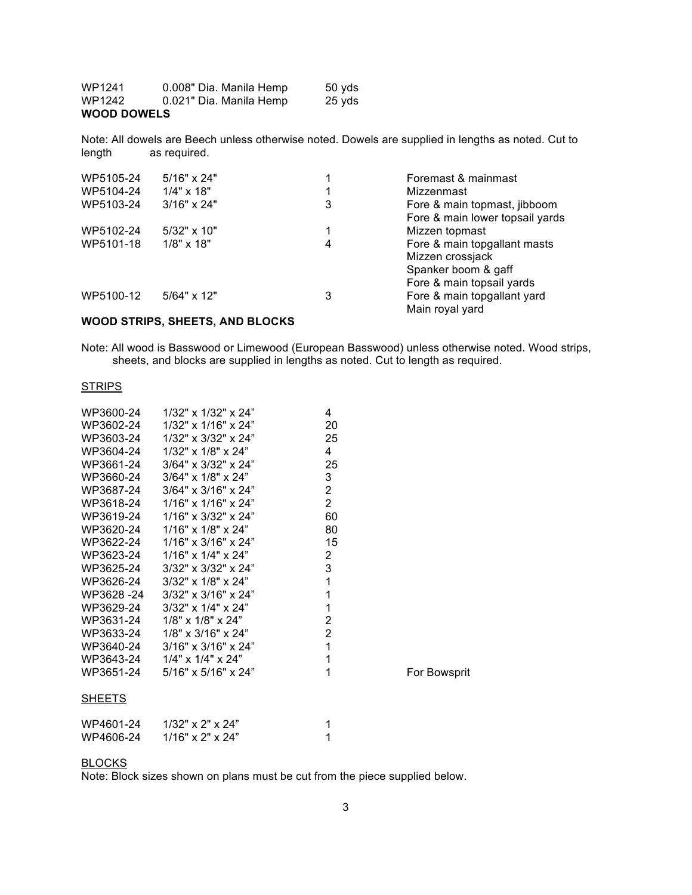| | | |
|---|---|---|
| WP1241 | 0.008" Dia. Manila Hemp | 50 yds |
| WP1242 | 0.021" Dia. Manila Hemp | 25 yds |

**WOOD DOWELS**

Note: All dowels are Beech unless otherwise noted. Dowels are supplied in lengths as noted. Cut to length as required.

| | | | |
|---|---|---|---|
| WP5105-24 | 5/16" x 24" | 1 | Foremast & mainmast |
| WP5104-24 | 1/4" x 18" | 1 | Mizzenmast |
| WP5103-24 | 3/16" x 24" | 3 | Fore & main topmast, jibboom<br>Fore & main lower topsail yards |
| WP5102-24 | 5/32" x 10" | 1 | Mizzen topmast |
| WP5101-18 | 1/8" x 18" | 4 | Fore & main topgallant masts<br>Mizzen crossjack<br>Spanker boom & gaff<br>Fore & main topsail yards |
| WP5100-12 | 5/64" x 12" | 3 | Fore & main topgallant yard<br>Main royal yard |

**WOOD STRIPS, SHEETS, AND BLOCKS**

Note: All wood is Basswood or Limewood (European Basswood) unless otherwise noted. Wood strips, sheets, and blocks are supplied in lengths as noted. Cut to length as required.

STRIPS

| | | | |
|---|---|---|---|
| WP3600-24 | 1/32" x 1/32" x 24” | 4 | |
| WP3602-24 | 1/32" x 1/16" x 24” | 20 | |
| WP3603-24 | 1/32" x 3/32" x 24” | 25 | |
| WP3604-24 | 1/32" x 1/8" x 24” | 4 | |
| WP3661-24 | 3/64" x 3/32" x 24” | 25 | |
| WP3660-24 | 3/64" x 1/8" x 24” | 3 | |
| WP3687-24 | 3/64" x 3/16" x 24” | 2 | |
| WP3618-24 | 1/16" x 1/16" x 24” | 2 | |
| WP3619-24 | 1/16" x 3/32" x 24” | 60 | |
| WP3620-24 | 1/16" x 1/8" x 24” | 80 | |
| WP3622-24 | 1/16" x 3/16" x 24” | 15 | |
| WP3623-24 | 1/16" x 1/4" x 24” | 2 | |
| WP3625-24 | 3/32" x 3/32" x 24” | 3 | |
| WP3626-24 | 3/32" x 1/8" x 24” | 1 | |
| WP3628 -24 | 3/32" x 3/16" x 24” | 1 | |
| WP3629-24 | 3/32" x 1/4" x 24” | 1 | |
| WP3631-24 | 1/8" x 1/8" x 24” | 2 | |
| WP3633-24 | 1/8" x 3/16" x 24” | 2 | |
| WP3640-24 | 3/16" x 3/16" x 24” | 1 | |
| WP3643-24 | 1/4" x 1/4" x 24” | 1 | |
| WP3651-24 | 5/16" x 5/16" x 24” | 1 | For Bowsprit |

SHEETS

| | | |
|---|---|---|
| WP4601-24 | 1/32" x 2" x 24” | 1 |
| WP4606-24 | 1/16" x 2" x 24” | 1 |

BLOCKS

Note: Block sizes shown on plans must be cut from the piece supplied below.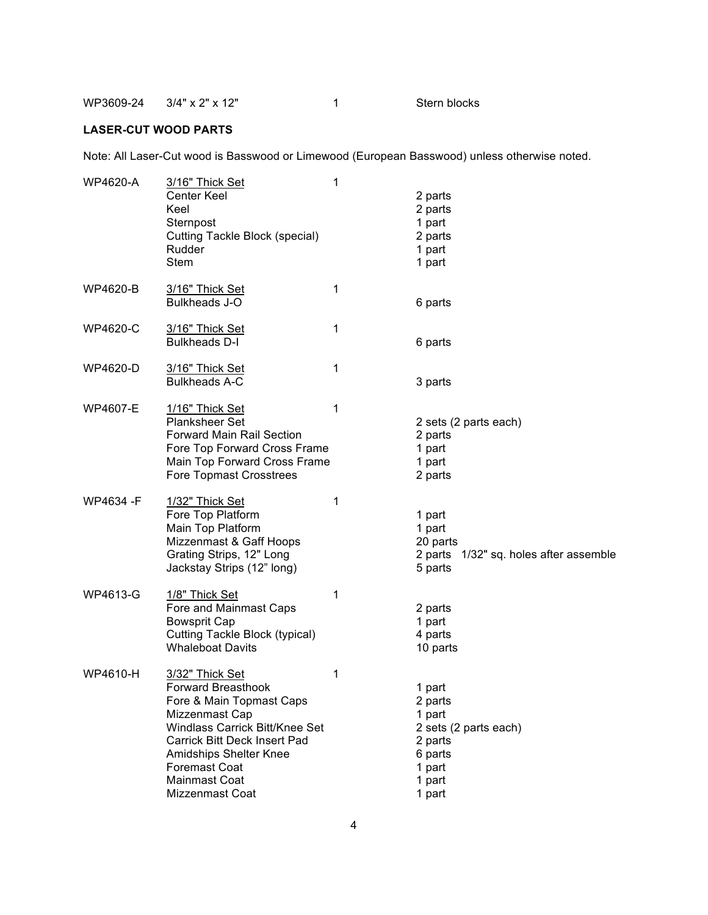| | | | |
|---|---|---|---|
| WP3609-24 | 3/4" x 2" x 12" | 1 | Stern blocks |

**LASER-CUT WOOD PARTS**

Note: All Laser-Cut wood is Basswood or Limewood (European Basswood) unless otherwise noted.

| | | | |
|---|---|---|---|
| WP4620-A | 3/16" Thick Set | 1 | |
| | Center Keel | | 2 parts |
| | Keel | | 2 parts |
| | Sternpost | | 1 part |
| | Cutting Tackle Block (special) | | 2 parts |
| | Rudder | | 1 part |
| | Stem | | 1 part |
| WP4620-B | 3/16" Thick Set | 1 | |
| | Bulkheads J-O | | 6 parts |
| WP4620-C | 3/16" Thick Set | 1 | |
| | Bulkheads D-I | | 6 parts |
| WP4620-D | 3/16" Thick Set | 1 | |
| | Bulkheads A-C | | 3 parts |
| WP4607-E | 1/16" Thick Set | 1 | |
| | Planksheer Set | | 2 sets (2 parts each) |
| | Forward Main Rail Section | | 2 parts |
| | Fore Top Forward Cross Frame | | 1 part |
| | Main Top Forward Cross Frame | | 1 part |
| | Fore Topmast Crosstrees | | 2 parts |
| WP4634 -F | 1/32" Thick Set | 1 | |
| | Fore Top Platform | | 1 part |
| | Main Top Platform | | 1 part |
| | Mizzenmast & Gaff Hoops | | 20 parts |
| | Grating Strips, 12" Long | | 2 parts 1/32" sq. holes after assemble |
| | Jackstay Strips (12" long) | | 5 parts |
| WP4613-G | 1/8" Thick Set | 1 | |
| | Fore and Mainmast Caps | | 2 parts |
| | Bowsprit Cap | | 1 part |
| | Cutting Tackle Block (typical) | | 4 parts |
| | Whaleboat Davits | | 10 parts |
| WP4610-H | 3/32" Thick Set | 1 | |
| | Forward Breasthook | | 1 part |
| | Fore & Main Topmast Caps | | 2 parts |
| | Mizzenmast Cap | | 1 part |
| | Windlass Carrick Bitt/Knee Set | | 2 sets (2 parts each) |
| | Carrick Bitt Deck Insert Pad | | 2 parts |
| | Amidships Shelter Knee | | 6 parts |
| | Foremast Coat | | 1 part |
| | Mainmast Coat | | 1 part |
| | Mizzenmast Coat | | 1 part |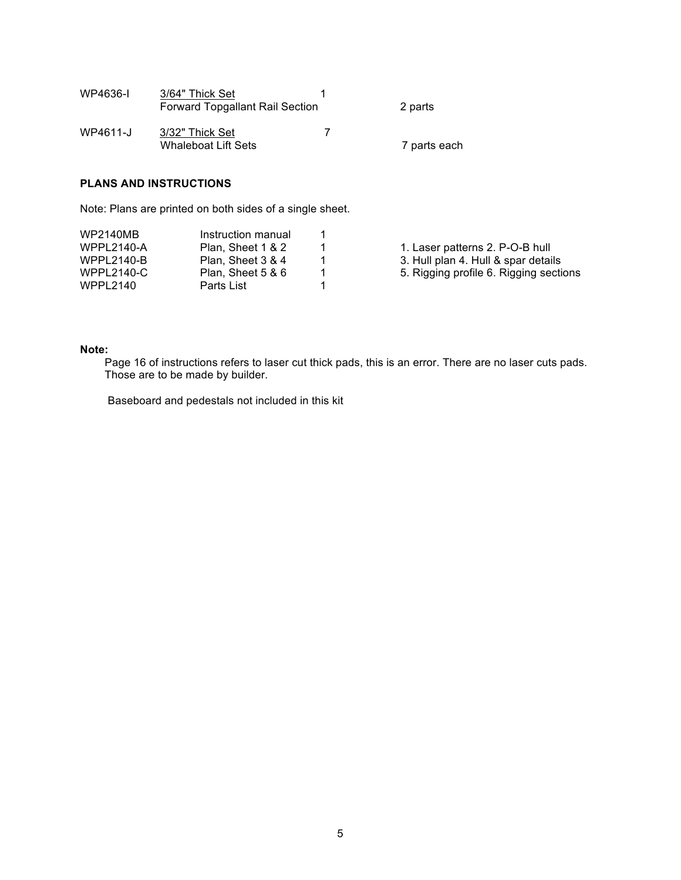| | | | |
|---|---|---|---|
| WP4636-I | <u>3/64" Thick Set</u><br>Forward Topgallant Rail Section | 1 | 2 parts |
| WP4611-J | <u>3/32" Thick Set</u><br>Whaleboat Lift Sets | 7 | 7 parts each |

**PLANS AND INSTRUCTIONS**

Note: Plans are printed on both sides of a single sheet.

| | | | |
|---|---|---|---|
| WP2140MB | Instruction manual | 1 | |
| WPPL2140-A | Plan, Sheet 1 & 2 | 1 | 1. Laser patterns 2. P-O-B hull |
| WPPL2140-B | Plan, Sheet 3 & 4 | 1 | 3. Hull plan 4. Hull & spar details |
| WPPL2140-C | Plan, Sheet 5 & 6 | 1 | 5. Rigging profile 6. Rigging sections |
| WPPL2140 | Parts List | 1 | |

**Note:**

Page 16 of instructions refers to laser cut thick pads, this is an error. There are no laser cuts pads. Those are to be made by builder.

Baseboard and pedestals not included in this kit